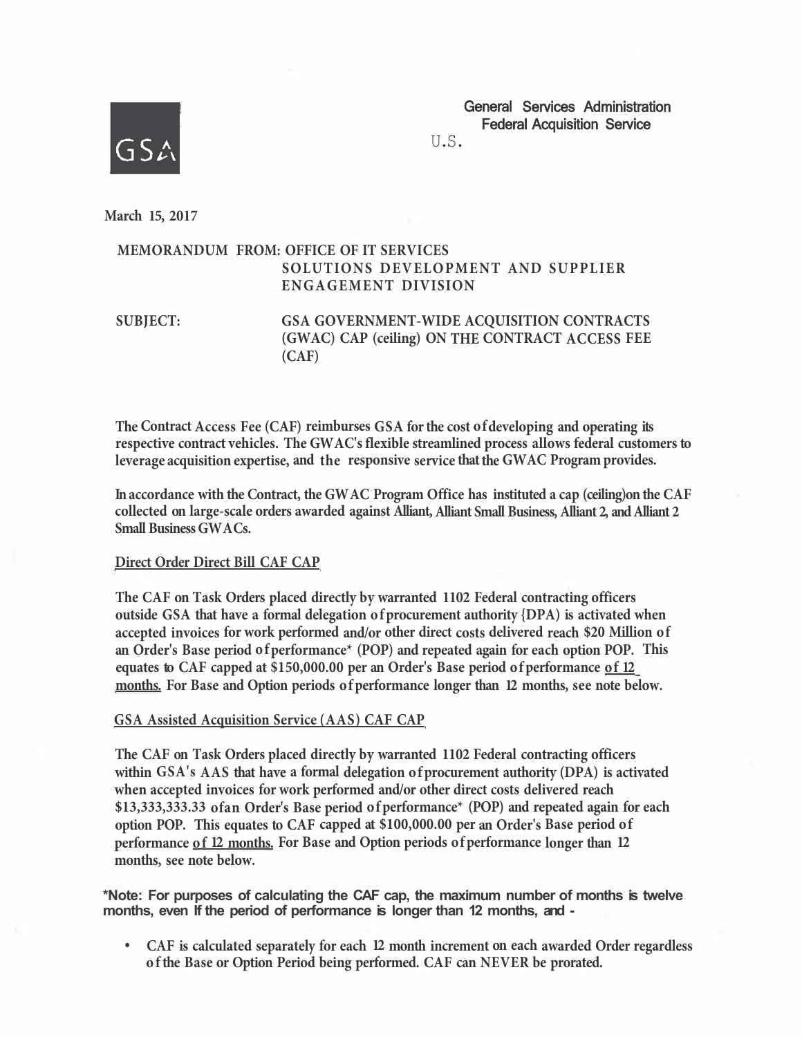GSA

U.S. General Services Administration
Federal Acquisition Service

March 15, 2017

MEMORANDUM FROM: OFFICE OF IT SERVICES
SOLUTIONS DEVELOPMENT AND SUPPLIER ENGAGEMENT DIVISION

SUBJECT: GSA GOVERNMENT-WIDE ACQUISITION CONTRACTS (GWAC) CAP (ceiling) ON THE CONTRACT ACCESS FEE (CAF)

The Contract Access Fee (CAF) reimburses GSA for the cost of developing and operating its respective contract vehicles. The GWAC's flexible streamlined process allows federal customers to leverage acquisition expertise, and the responsive service that the GWAC Program provides.

In accordance with the Contract, the GWAC Program Office has instituted a cap (ceiling) on the CAF collected on large-scale orders awarded against Alliant, Alliant Small Business, Alliant 2, and Alliant 2 Small Business GWACs.

Direct Order Direct Bill CAF CAP

The CAF on Task Orders placed directly by warranted 1102 Federal contracting officers outside GSA that have a formal delegation of procurement authority {DPA) is activated when accepted invoices for work performed and/or other direct costs delivered reach $20 Million of an Order's Base period of performance* (POP) and repeated again for each option POP. This equates to CAF capped at $150,000.00 per an Order's Base period of performance of 12 months. For Base and Option periods of performance longer than 12 months, see note below.

GSA Assisted Acquisition Service (AAS) CAF CAP

The CAF on Task Orders placed directly by warranted 1102 Federal contracting officers within GSA's AAS that have a formal delegation of procurement authority (DPA) is activated when accepted invoices for work performed and/or other direct costs delivered reach $13,333,333.33 of an Order's Base period of performance* (POP) and repeated again for each option POP. This equates to CAF capped at $100,000.00 per an Order's Base period of performance of 12 months. For Base and Option periods of performance longer than 12 months, see note below.

**\*Note: For purposes of calculating the CAF cap, the maximum number of months is twelve months, even if the period of performance is longer than 12 months, and -**

- CAF is calculated separately for each 12 month increment on each awarded Order regardless of the Base or Option Period being performed. CAF can NEVER be prorated.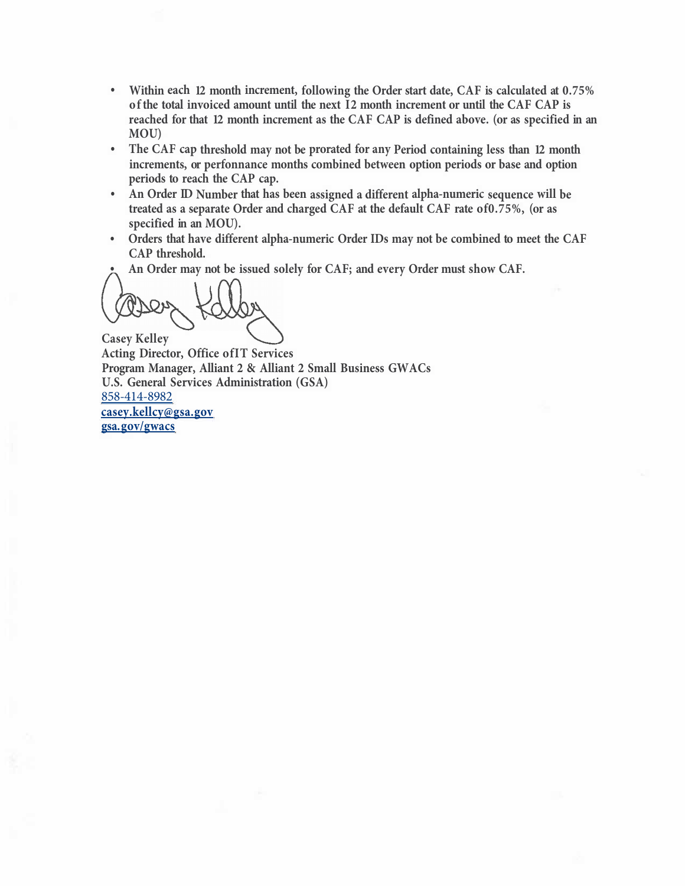- Within each 12 month increment, following the Order start date, CAF is calculated at 0.75% of the total invoiced amount until the next 12 month increment or until the CAF CAP is reached for that 12 month increment as the CAF CAP is defined above. (or as specified in an MOU)
- The CAF cap threshold may not be prorated for any Period containing less than 12 month increments, or perfonnance months combined between option periods or base and option periods to reach the CAP cap.
- An Order ID Number that has been assigned a different alpha-numeric sequence will be treated as a separate Order and charged CAF at the default CAF rate of0.75%, (or as specified in an MOU).
- Orders that have different alpha-numeric Order IDs may not be combined to meet the CAF CAP threshold.
- An Order may not be issued solely for CAF; and every Order must show CAF.

Casey Kelley
Acting Director, Office of IT Services
Program Manager, Alliant 2 & Alliant 2 Small Business GWACs
U.S. General Services Administration (GSA)
858-414-8982
casey.kellcy@gsa.gov
gsa.gov/gwacs